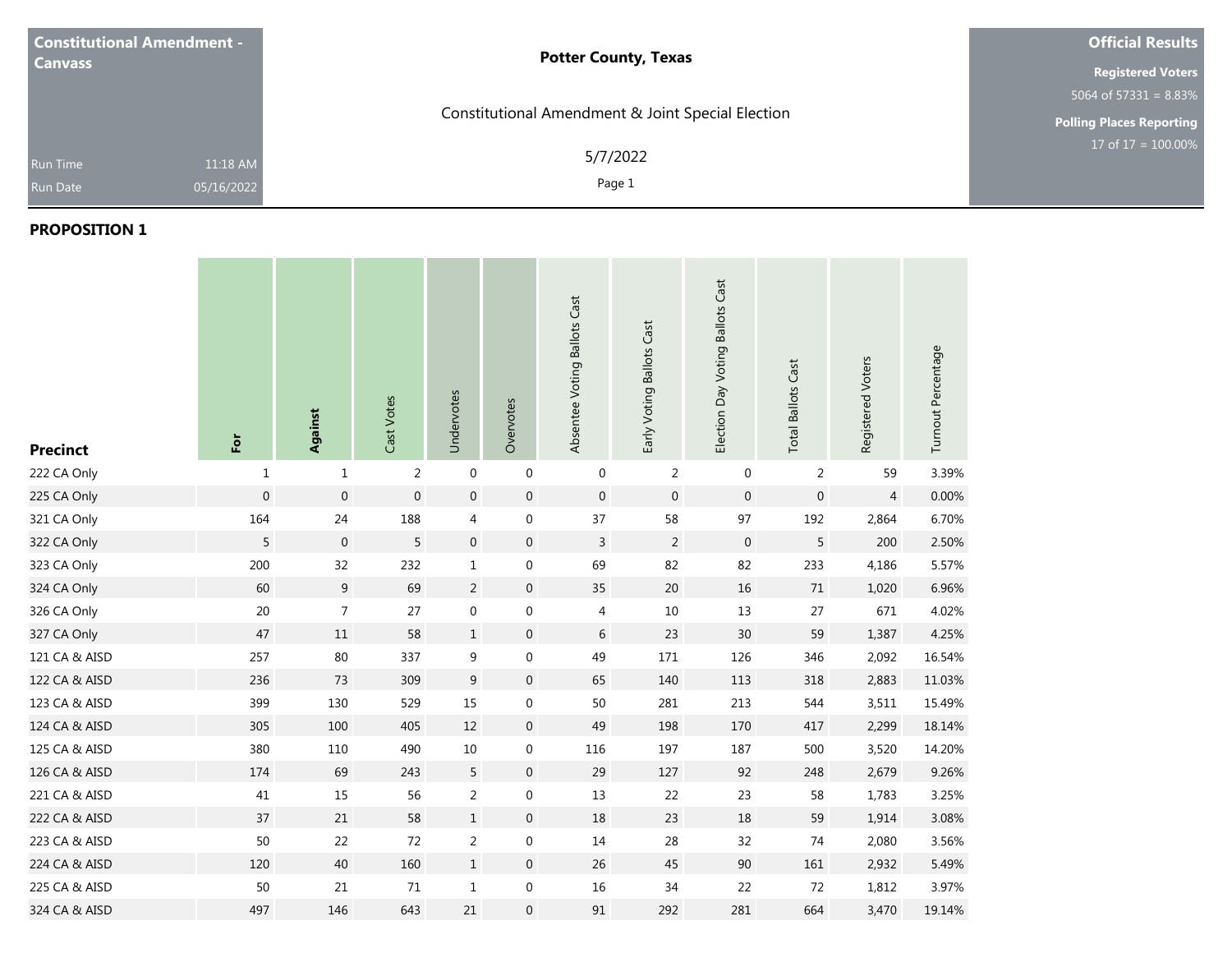**Constitutional Amendment - Canvass**

Run Time 11:18 AM

Run Date 05/16/2022

**Potter County, Texas**

Constitutional Amendment & Joint Special Election

5/7/2022

**Official Results**

**Registered Voters**

5064 of 57331 = 8.83%

**Polling Places Reporting**

17 of 17 = 100.00%

## PROPOSITION 1

| Precinct | For | Against | Cast Votes | Undervotes | Overvotes | Absentee Voting Ballots Cast | Early Voting Ballots Cast | Election Day Voting Ballots Cast | Total Ballots Cast | Registered Voters | Turnout Percentage |
|---|---|---|---|---|---|---|---|---|---|---|---|
| 222 CA Only | 1 | 1 | 2 | 0 | 0 | 0 | 2 | 0 | 2 | 59 | 3.39% |
| 225 CA Only | 0 | 0 | 0 | 0 | 0 | 0 | 0 | 0 | 0 | 4 | 0.00% |
| 321 CA Only | 164 | 24 | 188 | 4 | 0 | 37 | 58 | 97 | 192 | 2,864 | 6.70% |
| 322 CA Only | 5 | 0 | 5 | 0 | 0 | 3 | 2 | 0 | 5 | 200 | 2.50% |
| 323 CA Only | 200 | 32 | 232 | 1 | 0 | 69 | 82 | 82 | 233 | 4,186 | 5.57% |
| 324 CA Only | 60 | 9 | 69 | 2 | 0 | 35 | 20 | 16 | 71 | 1,020 | 6.96% |
| 326 CA Only | 20 | 7 | 27 | 0 | 0 | 4 | 10 | 13 | 27 | 671 | 4.02% |
| 327 CA Only | 47 | 11 | 58 | 1 | 0 | 6 | 23 | 30 | 59 | 1,387 | 4.25% |
| 121 CA & AISD | 257 | 80 | 337 | 9 | 0 | 49 | 171 | 126 | 346 | 2,092 | 16.54% |
| 122 CA & AISD | 236 | 73 | 309 | 9 | 0 | 65 | 140 | 113 | 318 | 2,883 | 11.03% |
| 123 CA & AISD | 399 | 130 | 529 | 15 | 0 | 50 | 281 | 213 | 544 | 3,511 | 15.49% |
| 124 CA & AISD | 305 | 100 | 405 | 12 | 0 | 49 | 198 | 170 | 417 | 2,299 | 18.14% |
| 125 CA & AISD | 380 | 110 | 490 | 10 | 0 | 116 | 197 | 187 | 500 | 3,520 | 14.20% |
| 126 CA & AISD | 174 | 69 | 243 | 5 | 0 | 29 | 127 | 92 | 248 | 2,679 | 9.26% |
| 221 CA & AISD | 41 | 15 | 56 | 2 | 0 | 13 | 22 | 23 | 58 | 1,783 | 3.25% |
| 222 CA & AISD | 37 | 21 | 58 | 1 | 0 | 18 | 23 | 18 | 59 | 1,914 | 3.08% |
| 223 CA & AISD | 50 | 22 | 72 | 2 | 0 | 14 | 28 | 32 | 74 | 2,080 | 3.56% |
| 224 CA & AISD | 120 | 40 | 160 | 1 | 0 | 26 | 45 | 90 | 161 | 2,932 | 5.49% |
| 225 CA & AISD | 50 | 21 | 71 | 1 | 0 | 16 | 34 | 22 | 72 | 1,812 | 3.97% |
| 324 CA & AISD | 497 | 146 | 643 | 21 | 0 | 91 | 292 | 281 | 664 | 3,470 | 19.14% |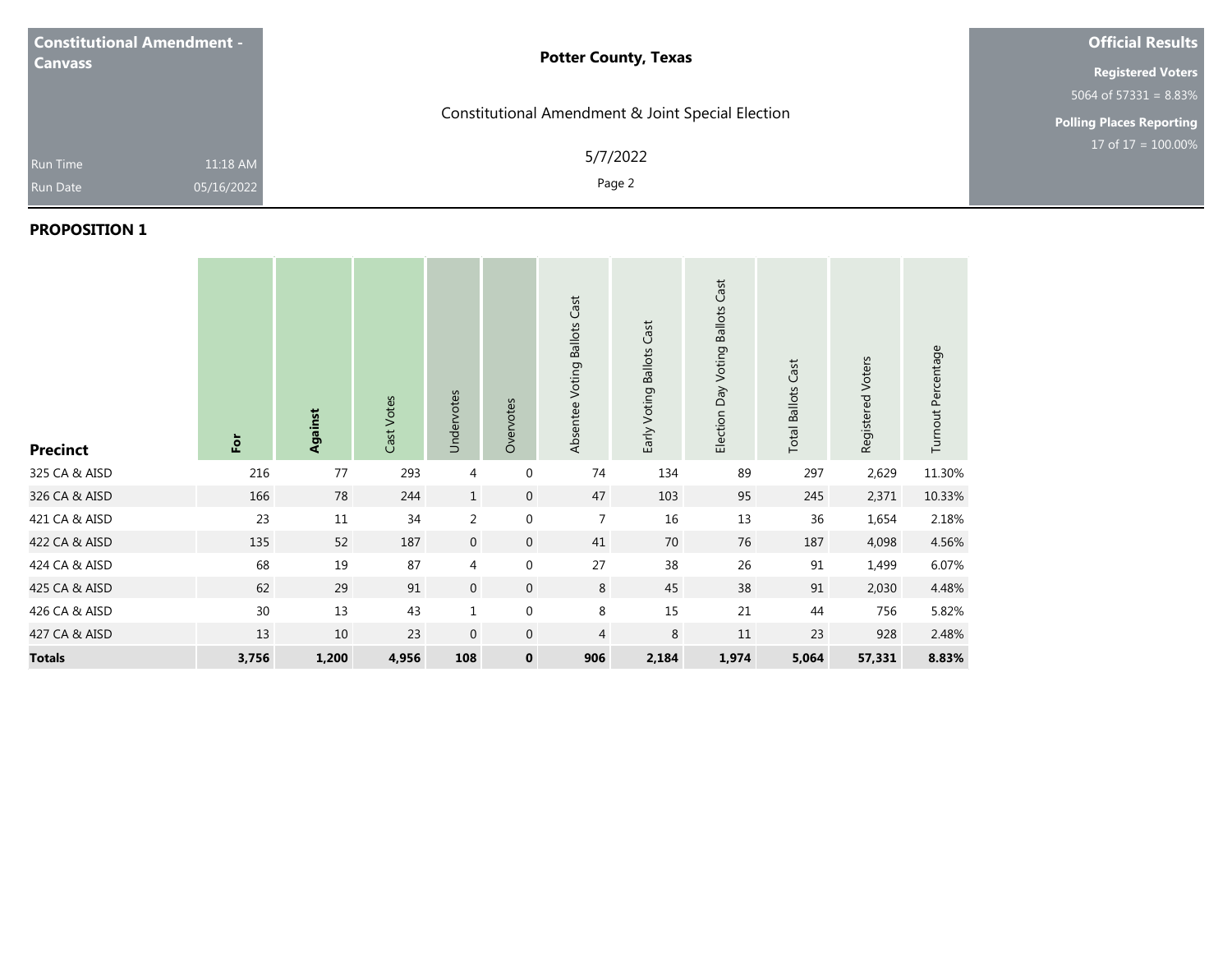**Constitutional Amendment - Canvass**

Run Time 11:18 AM

Run Date 05/16/2022

**Potter County, Texas**

Constitutional Amendment & Joint Special Election

5/7/2022

**Official Results**

**Registered Voters**

5064 of 57331 = 8.83%

**Polling Places Reporting**

17 of 17 = 100.00%

## PROPOSITION 1

| Precinct | For | Against | Cast Votes | Undervotes | Overvotes | Absentee Voting Ballots Cast | Early Voting Ballots Cast | Election Day Voting Ballots Cast | Total Ballots Cast | Registered Voters | Turnout Percentage |
|---|---|---|---|---|---|---|---|---|---|---|---|
| 325 CA & AISD | 216 | 77 | 293 | 4 | 0 | 74 | 134 | 89 | 297 | 2,629 | 11.30% |
| 326 CA & AISD | 166 | 78 | 244 | 1 | 0 | 47 | 103 | 95 | 245 | 2,371 | 10.33% |
| 421 CA & AISD | 23 | 11 | 34 | 2 | 0 | 7 | 16 | 13 | 36 | 1,654 | 2.18% |
| 422 CA & AISD | 135 | 52 | 187 | 0 | 0 | 41 | 70 | 76 | 187 | 4,098 | 4.56% |
| 424 CA & AISD | 68 | 19 | 87 | 4 | 0 | 27 | 38 | 26 | 91 | 1,499 | 6.07% |
| 425 CA & AISD | 62 | 29 | 91 | 0 | 0 | 8 | 45 | 38 | 91 | 2,030 | 4.48% |
| 426 CA & AISD | 30 | 13 | 43 | 1 | 0 | 8 | 15 | 21 | 44 | 756 | 5.82% |
| 427 CA & AISD | 13 | 10 | 23 | 0 | 0 | 4 | 8 | 11 | 23 | 928 | 2.48% |
| **Totals** | **3,756** | **1,200** | **4,956** | **108** | **0** | **906** | **2,184** | **1,974** | **5,064** | **57,331** | **8.83%** |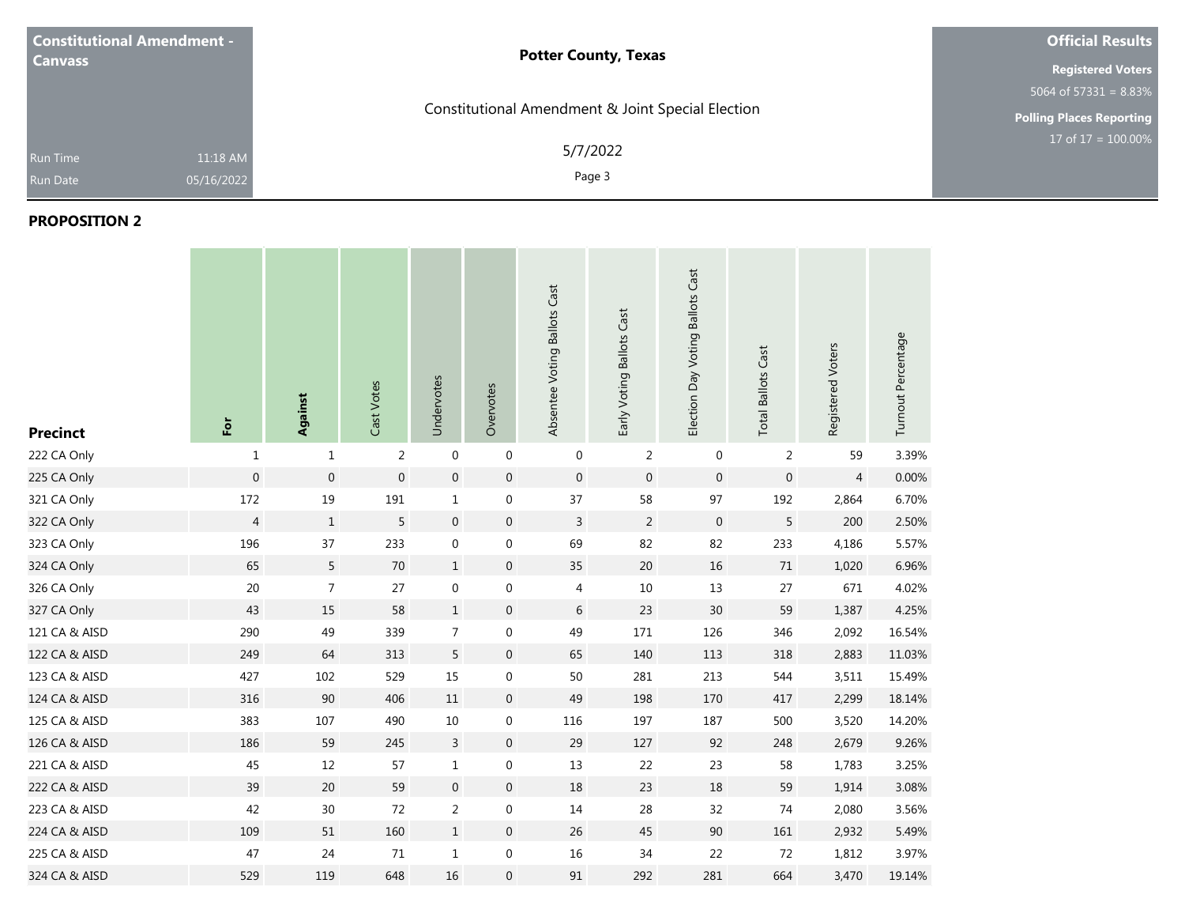**Constitutional Amendment - Canvass**

Run Time 11:18 AM

Run Date 05/16/2022

**Potter County, Texas**

Constitutional Amendment & Joint Special Election

5/7/2022

**Official Results**

**Registered Voters**

5064 of 57331 = 8.83%

**Polling Places Reporting**

17 of 17 = 100.00%

## PROPOSITION 2

| Precinct | For | Against | Cast Votes | Undervotes | Overvotes | Absentee Voting Ballots Cast | Early Voting Ballots Cast | Election Day Voting Ballots Cast | Total Ballots Cast | Registered Voters | Turnout Percentage |
|---|---|---|---|---|---|---|---|---|---|---|---|
| 222 CA Only | 1 | 1 | 2 | 0 | 0 | 0 | 2 | 0 | 2 | 59 | 3.39% |
| 225 CA Only | 0 | 0 | 0 | 0 | 0 | 0 | 0 | 0 | 0 | 4 | 0.00% |
| 321 CA Only | 172 | 19 | 191 | 1 | 0 | 37 | 58 | 97 | 192 | 2,864 | 6.70% |
| 322 CA Only | 4 | 1 | 5 | 0 | 0 | 3 | 2 | 0 | 5 | 200 | 2.50% |
| 323 CA Only | 196 | 37 | 233 | 0 | 0 | 69 | 82 | 82 | 233 | 4,186 | 5.57% |
| 324 CA Only | 65 | 5 | 70 | 1 | 0 | 35 | 20 | 16 | 71 | 1,020 | 6.96% |
| 326 CA Only | 20 | 7 | 27 | 0 | 0 | 4 | 10 | 13 | 27 | 671 | 4.02% |
| 327 CA Only | 43 | 15 | 58 | 1 | 0 | 6 | 23 | 30 | 59 | 1,387 | 4.25% |
| 121 CA & AISD | 290 | 49 | 339 | 7 | 0 | 49 | 171 | 126 | 346 | 2,092 | 16.54% |
| 122 CA & AISD | 249 | 64 | 313 | 5 | 0 | 65 | 140 | 113 | 318 | 2,883 | 11.03% |
| 123 CA & AISD | 427 | 102 | 529 | 15 | 0 | 50 | 281 | 213 | 544 | 3,511 | 15.49% |
| 124 CA & AISD | 316 | 90 | 406 | 11 | 0 | 49 | 198 | 170 | 417 | 2,299 | 18.14% |
| 125 CA & AISD | 383 | 107 | 490 | 10 | 0 | 116 | 197 | 187 | 500 | 3,520 | 14.20% |
| 126 CA & AISD | 186 | 59 | 245 | 3 | 0 | 29 | 127 | 92 | 248 | 2,679 | 9.26% |
| 221 CA & AISD | 45 | 12 | 57 | 1 | 0 | 13 | 22 | 23 | 58 | 1,783 | 3.25% |
| 222 CA & AISD | 39 | 20 | 59 | 0 | 0 | 18 | 23 | 18 | 59 | 1,914 | 3.08% |
| 223 CA & AISD | 42 | 30 | 72 | 2 | 0 | 14 | 28 | 32 | 74 | 2,080 | 3.56% |
| 224 CA & AISD | 109 | 51 | 160 | 1 | 0 | 26 | 45 | 90 | 161 | 2,932 | 5.49% |
| 225 CA & AISD | 47 | 24 | 71 | 1 | 0 | 16 | 34 | 22 | 72 | 1,812 | 3.97% |
| 324 CA & AISD | 529 | 119 | 648 | 16 | 0 | 91 | 292 | 281 | 664 | 3,470 | 19.14% |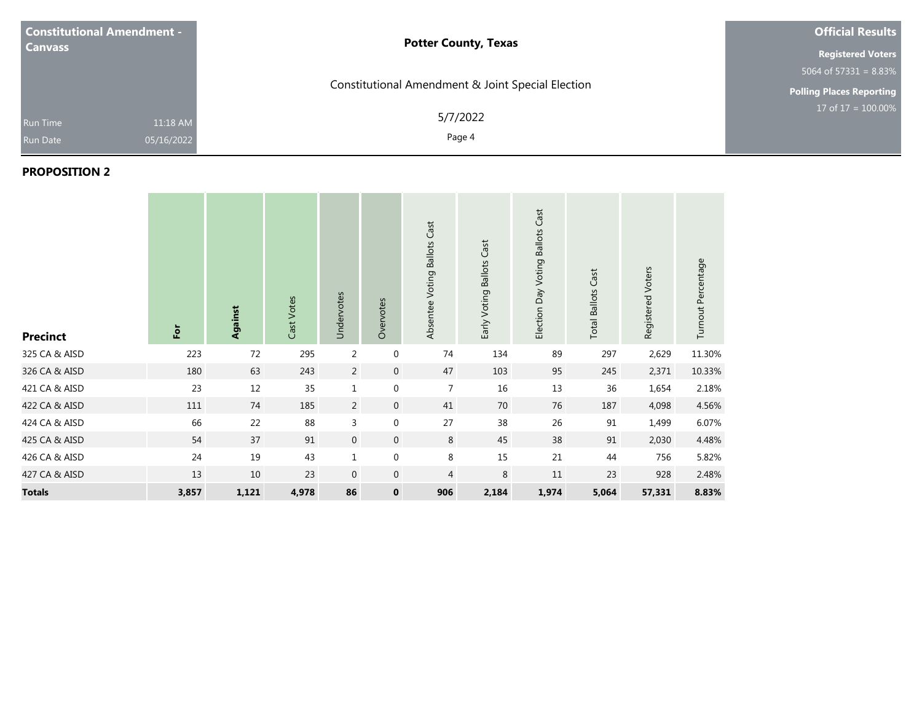**Constitutional Amendment - Canvass**

Run Time 11:18 AM

Run Date 05/16/2022

**Potter County, Texas**

Constitutional Amendment & Joint Special Election

5/7/2022

**Official Results**

**Registered Voters**

5064 of 57331 = 8.83%

**Polling Places Reporting**

17 of 17 = 100.00%

## PROPOSITION 2

| Precinct | For | Against | Cast Votes | Undervotes | Overvotes | Absentee Voting Ballots Cast | Early Voting Ballots Cast | Election Day Voting Ballots Cast | Total Ballots Cast | Registered Voters | Turnout Percentage |
|---|---|---|---|---|---|---|---|---|---|---|---|
| 325 CA & AISD | 223 | 72 | 295 | 2 | 0 | 74 | 134 | 89 | 297 | 2,629 | 11.30% |
| 326 CA & AISD | 180 | 63 | 243 | 2 | 0 | 47 | 103 | 95 | 245 | 2,371 | 10.33% |
| 421 CA & AISD | 23 | 12 | 35 | 1 | 0 | 7 | 16 | 13 | 36 | 1,654 | 2.18% |
| 422 CA & AISD | 111 | 74 | 185 | 2 | 0 | 41 | 70 | 76 | 187 | 4,098 | 4.56% |
| 424 CA & AISD | 66 | 22 | 88 | 3 | 0 | 27 | 38 | 26 | 91 | 1,499 | 6.07% |
| 425 CA & AISD | 54 | 37 | 91 | 0 | 0 | 8 | 45 | 38 | 91 | 2,030 | 4.48% |
| 426 CA & AISD | 24 | 19 | 43 | 1 | 0 | 8 | 15 | 21 | 44 | 756 | 5.82% |
| 427 CA & AISD | 13 | 10 | 23 | 0 | 0 | 4 | 8 | 11 | 23 | 928 | 2.48% |
| **Totals** | **3,857** | **1,121** | **4,978** | **86** | **0** | **906** | **2,184** | **1,974** | **5,064** | **57,331** | **8.83%** |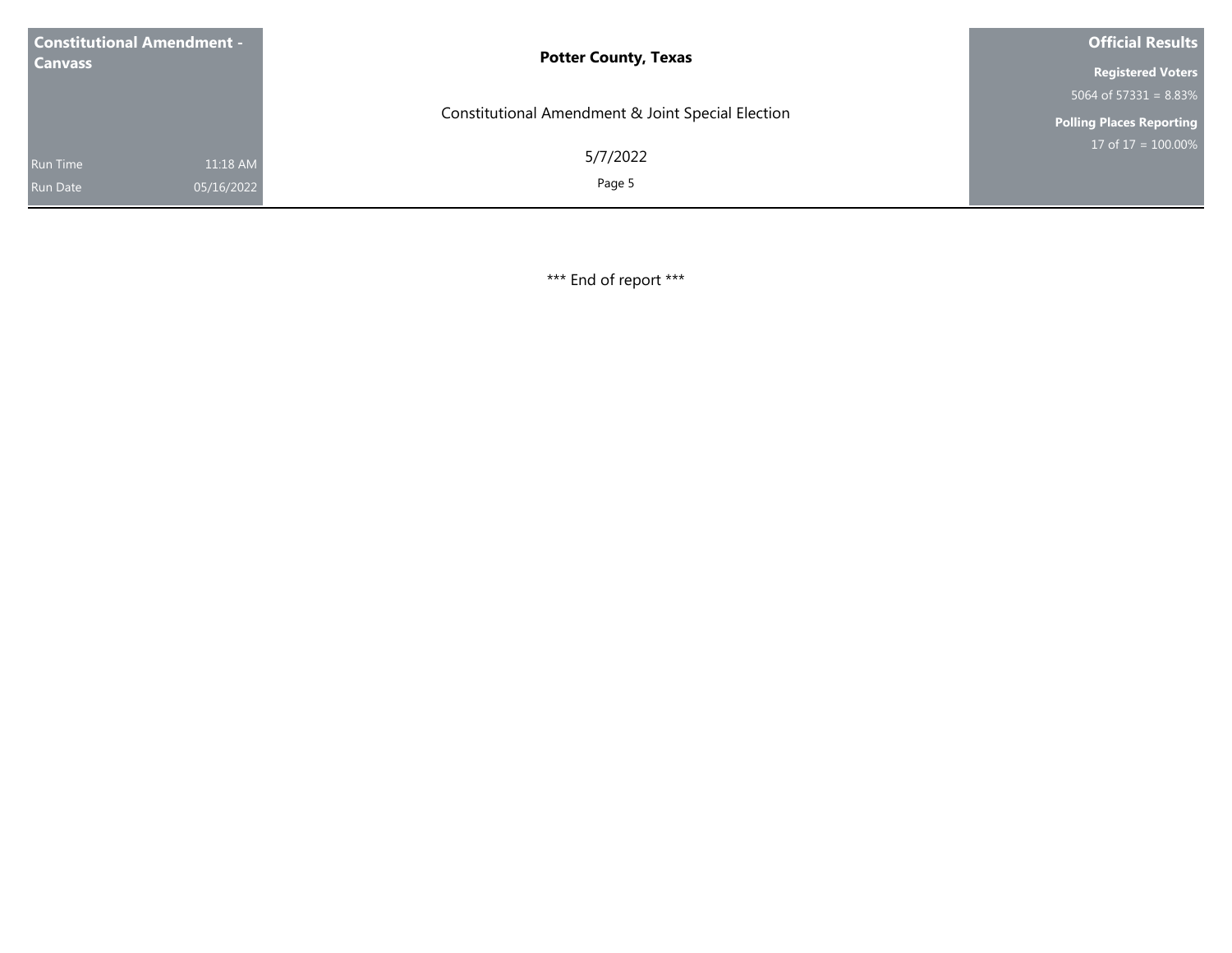*** End of report ***